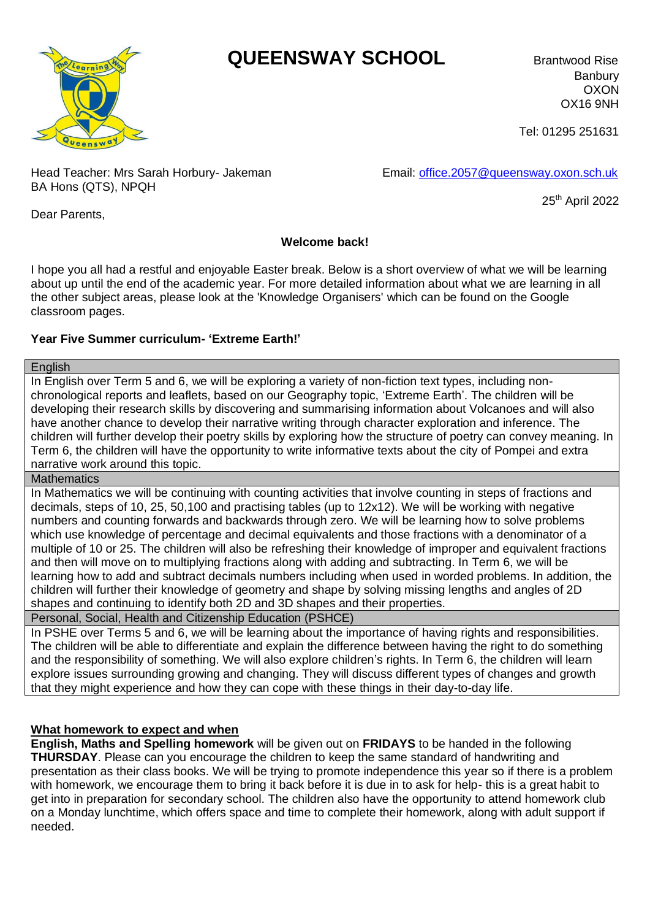# QUEENSWAY SCHOOL

Brantwood Rise
Banbury
OXON
OX16 9NH

Tel: 01295 251631

Head Teacher: Mrs Sarah Horbury- Jakeman
BA Hons (QTS), NPQH

Email: office.2057@queensway.oxon.sch.uk

25th April 2022

Dear Parents,

**Welcome back!**

I hope you all had a restful and enjoyable Easter break. Below is a short overview of what we will be learning about up until the end of the academic year. For more detailed information about what we are learning in all the other subject areas, please look at the 'Knowledge Organisers' which can be found on the Google classroom pages.

**Year Five Summer curriculum- 'Extreme Earth!'**

| English |
|---|
| In English over Term 5 and 6, we will be exploring a variety of non-fiction text types, including non-chronological reports and leaflets, based on our Geography topic, 'Extreme Earth'. The children will be developing their research skills by discovering and summarising information about Volcanoes and will also have another chance to develop their narrative writing through character exploration and inference. The children will further develop their poetry skills by exploring how the structure of poetry can convey meaning. In Term 6, the children will have the opportunity to write informative texts about the city of Pompei and extra narrative work around this topic. |
| **Mathematics** |
| In Mathematics we will be continuing with counting activities that involve counting in steps of fractions and decimals, steps of 10, 25, 50,100 and practising tables (up to 12x12). We will be working with negative numbers and counting forwards and backwards through zero. We will be learning how to solve problems which use knowledge of percentage and decimal equivalents and those fractions with a denominator of a multiple of 10 or 25. The children will also be refreshing their knowledge of improper and equivalent fractions and then will move on to multiplying fractions along with adding and subtracting. In Term 6, we will be learning how to add and subtract decimals numbers including when used in worded problems. In addition, the children will further their knowledge of geometry and shape by solving missing lengths and angles of 2D shapes and continuing to identify both 2D and 3D shapes and their properties. |
| **Personal, Social, Health and Citizenship Education (PSHCE)** |
| In PSHE over Terms 5 and 6, we will be learning about the importance of having rights and responsibilities. The children will be able to differentiate and explain the difference between having the right to do something and the responsibility of something. We will also explore children's rights. In Term 6, the children will learn explore issues surrounding growing and changing. They will discuss different types of changes and growth that they might experience and how they can cope with these things in their day-to-day life. |

**What homework to expect and when**

**English, Maths and Spelling homework** will be given out on **FRIDAYS** to be handed in the following **THURSDAY**. Please can you encourage the children to keep the same standard of handwriting and presentation as their class books. We will be trying to promote independence this year so if there is a problem with homework, we encourage them to bring it back before it is due in to ask for help- this is a great habit to get into in preparation for secondary school. The children also have the opportunity to attend homework club on a Monday lunchtime, which offers space and time to complete their homework, along with adult support if needed.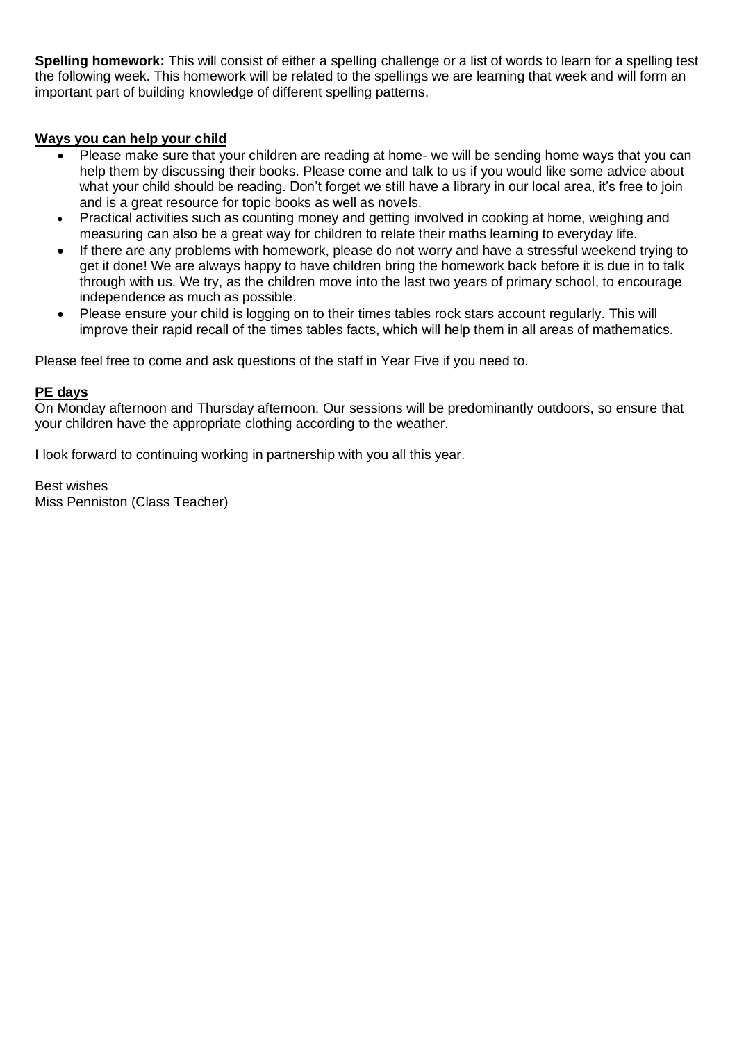**Spelling homework:** This will consist of either a spelling challenge or a list of words to learn for a spelling test the following week. This homework will be related to the spellings we are learning that week and will form an important part of building knowledge of different spelling patterns.

## Ways you can help your child

- Please make sure that your children are reading at home- we will be sending home ways that you can help them by discussing their books. Please come and talk to us if you would like some advice about what your child should be reading. Don't forget we still have a library in our local area, it's free to join and is a great resource for topic books as well as novels.
- Practical activities such as counting money and getting involved in cooking at home, weighing and measuring can also be a great way for children to relate their maths learning to everyday life.
- If there are any problems with homework, please do not worry and have a stressful weekend trying to get it done! We are always happy to have children bring the homework back before it is due in to talk through with us. We try, as the children move into the last two years of primary school, to encourage independence as much as possible.
- Please ensure your child is logging on to their times tables rock stars account regularly. This will improve their rapid recall of the times tables facts, which will help them in all areas of mathematics.

Please feel free to come and ask questions of the staff in Year Five if you need to.

## PE days

On Monday afternoon and Thursday afternoon. Our sessions will be predominantly outdoors, so ensure that your children have the appropriate clothing according to the weather.

I look forward to continuing working in partnership with you all this year.

Best wishes
Miss Penniston (Class Teacher)